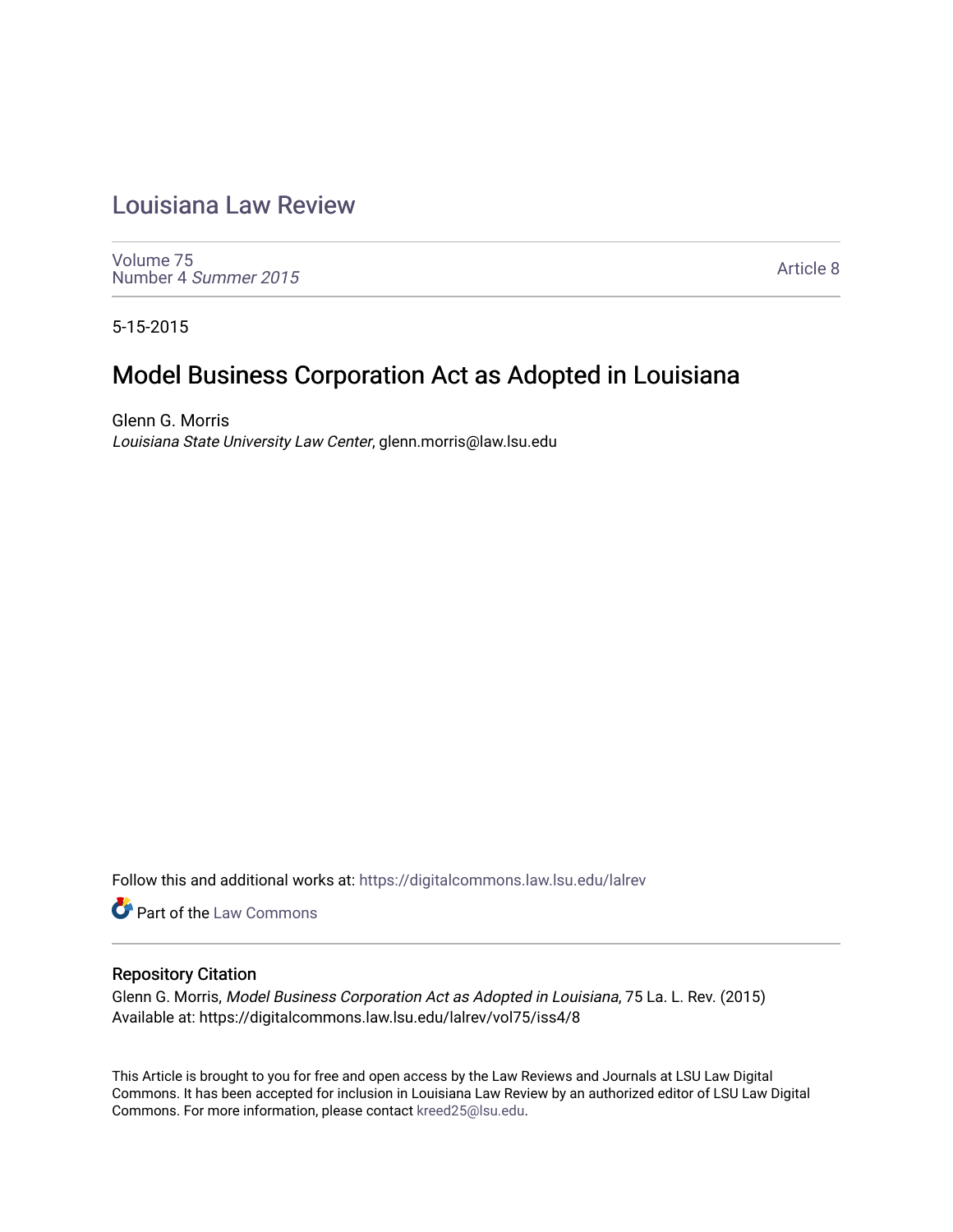# Louisiana Law Review

Volume 75
Number 4 *Summer 2015*

Article 8

5-15-2015

## Model Business Corporation Act as Adopted in Louisiana

Glenn G. Morris
*Louisiana State University Law Center*, glenn.morris@law.lsu.edu

Follow this and additional works at: https://digitalcommons.law.lsu.edu/lalrev

Part of the Law Commons

### Repository Citation

Glenn G. Morris, *Model Business Corporation Act as Adopted in Louisiana*, 75 La. L. Rev. (2015)
Available at: https://digitalcommons.law.lsu.edu/lalrev/vol75/iss4/8

This Article is brought to you for free and open access by the Law Reviews and Journals at LSU Law Digital Commons. It has been accepted for inclusion in Louisiana Law Review by an authorized editor of LSU Law Digital Commons. For more information, please contact kreed25@lsu.edu.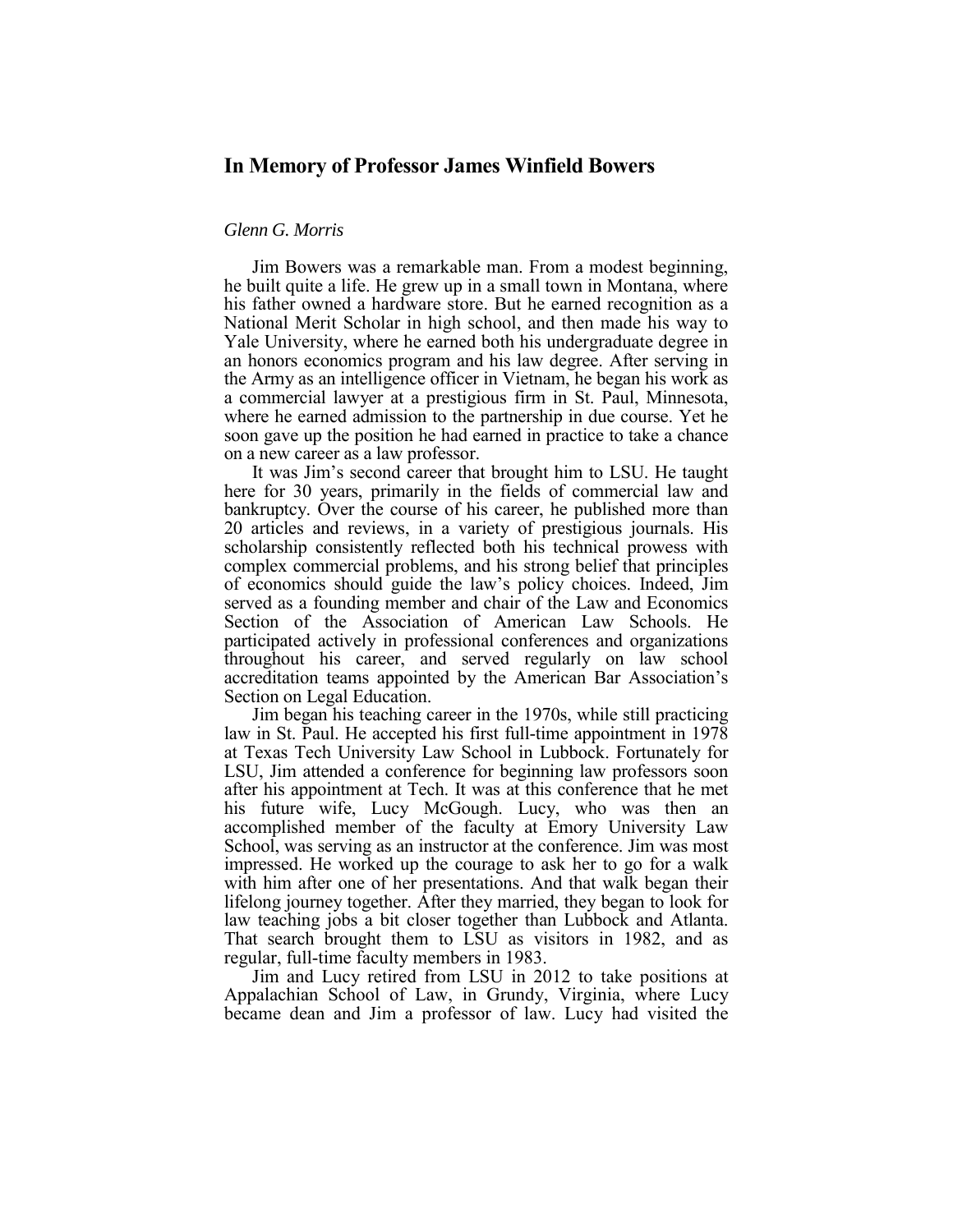# In Memory of Professor James Winfield Bowers

*Glenn G. Morris*

Jim Bowers was a remarkable man. From a modest beginning, he built quite a life. He grew up in a small town in Montana, where his father owned a hardware store. But he earned recognition as a National Merit Scholar in high school, and then made his way to Yale University, where he earned both his undergraduate degree in an honors economics program and his law degree. After serving in the Army as an intelligence officer in Vietnam, he began his work as a commercial lawyer at a prestigious firm in St. Paul, Minnesota, where he earned admission to the partnership in due course. Yet he soon gave up the position he had earned in practice to take a chance on a new career as a law professor.

It was Jim's second career that brought him to LSU. He taught here for 30 years, primarily in the fields of commercial law and bankruptcy. Over the course of his career, he published more than 20 articles and reviews, in a variety of prestigious journals. His scholarship consistently reflected both his technical prowess with complex commercial problems, and his strong belief that principles of economics should guide the law's policy choices. Indeed, Jim served as a founding member and chair of the Law and Economics Section of the Association of American Law Schools. He participated actively in professional conferences and organizations throughout his career, and served regularly on law school accreditation teams appointed by the American Bar Association's Section on Legal Education.

Jim began his teaching career in the 1970s, while still practicing law in St. Paul. He accepted his first full-time appointment in 1978 at Texas Tech University Law School in Lubbock. Fortunately for LSU, Jim attended a conference for beginning law professors soon after his appointment at Tech. It was at this conference that he met his future wife, Lucy McGough. Lucy, who was then an accomplished member of the faculty at Emory University Law School, was serving as an instructor at the conference. Jim was most impressed. He worked up the courage to ask her to go for a walk with him after one of her presentations. And that walk began their lifelong journey together. After they married, they began to look for law teaching jobs a bit closer together than Lubbock and Atlanta. That search brought them to LSU as visitors in 1982, and as regular, full-time faculty members in 1983.

Jim and Lucy retired from LSU in 2012 to take positions at Appalachian School of Law, in Grundy, Virginia, where Lucy became dean and Jim a professor of law. Lucy had visited the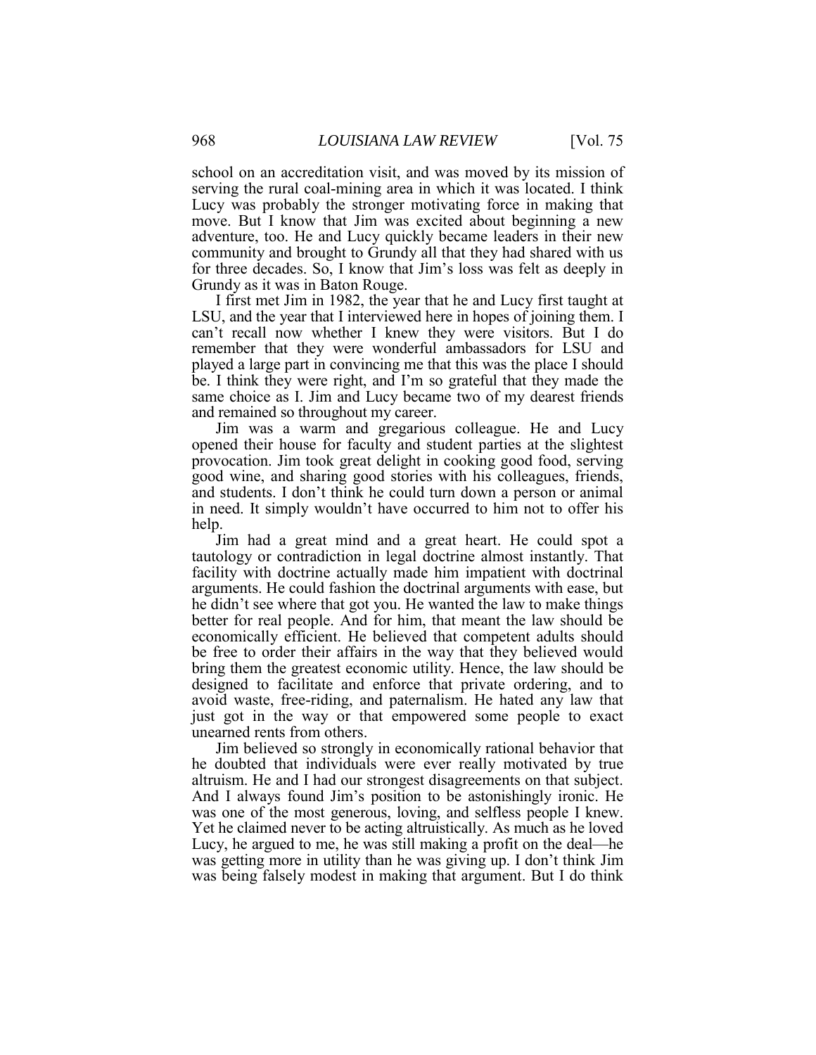school on an accreditation visit, and was moved by its mission of serving the rural coal-mining area in which it was located. I think Lucy was probably the stronger motivating force in making that move. But I know that Jim was excited about beginning a new adventure, too. He and Lucy quickly became leaders in their new community and brought to Grundy all that they had shared with us for three decades. So, I know that Jim's loss was felt as deeply in Grundy as it was in Baton Rouge.

I first met Jim in 1982, the year that he and Lucy first taught at LSU, and the year that I interviewed here in hopes of joining them. I can't recall now whether I knew they were visitors. But I do remember that they were wonderful ambassadors for LSU and played a large part in convincing me that this was the place I should be. I think they were right, and I'm so grateful that they made the same choice as I. Jim and Lucy became two of my dearest friends and remained so throughout my career.

Jim was a warm and gregarious colleague. He and Lucy opened their house for faculty and student parties at the slightest provocation. Jim took great delight in cooking good food, serving good wine, and sharing good stories with his colleagues, friends, and students. I don't think he could turn down a person or animal in need. It simply wouldn't have occurred to him not to offer his help.

Jim had a great mind and a great heart. He could spot a tautology or contradiction in legal doctrine almost instantly. That facility with doctrine actually made him impatient with doctrinal arguments. He could fashion the doctrinal arguments with ease, but he didn't see where that got you. He wanted the law to make things better for real people. And for him, that meant the law should be economically efficient. He believed that competent adults should be free to order their affairs in the way that they believed would bring them the greatest economic utility. Hence, the law should be designed to facilitate and enforce that private ordering, and to avoid waste, free-riding, and paternalism. He hated any law that just got in the way or that empowered some people to exact unearned rents from others.

Jim believed so strongly in economically rational behavior that he doubted that individuals were ever really motivated by true altruism. He and I had our strongest disagreements on that subject. And I always found Jim's position to be astonishingly ironic. He was one of the most generous, loving, and selfless people I knew. Yet he claimed never to be acting altruistically. As much as he loved Lucy, he argued to me, he was still making a profit on the deal—he was getting more in utility than he was giving up. I don't think Jim was being falsely modest in making that argument. But I do think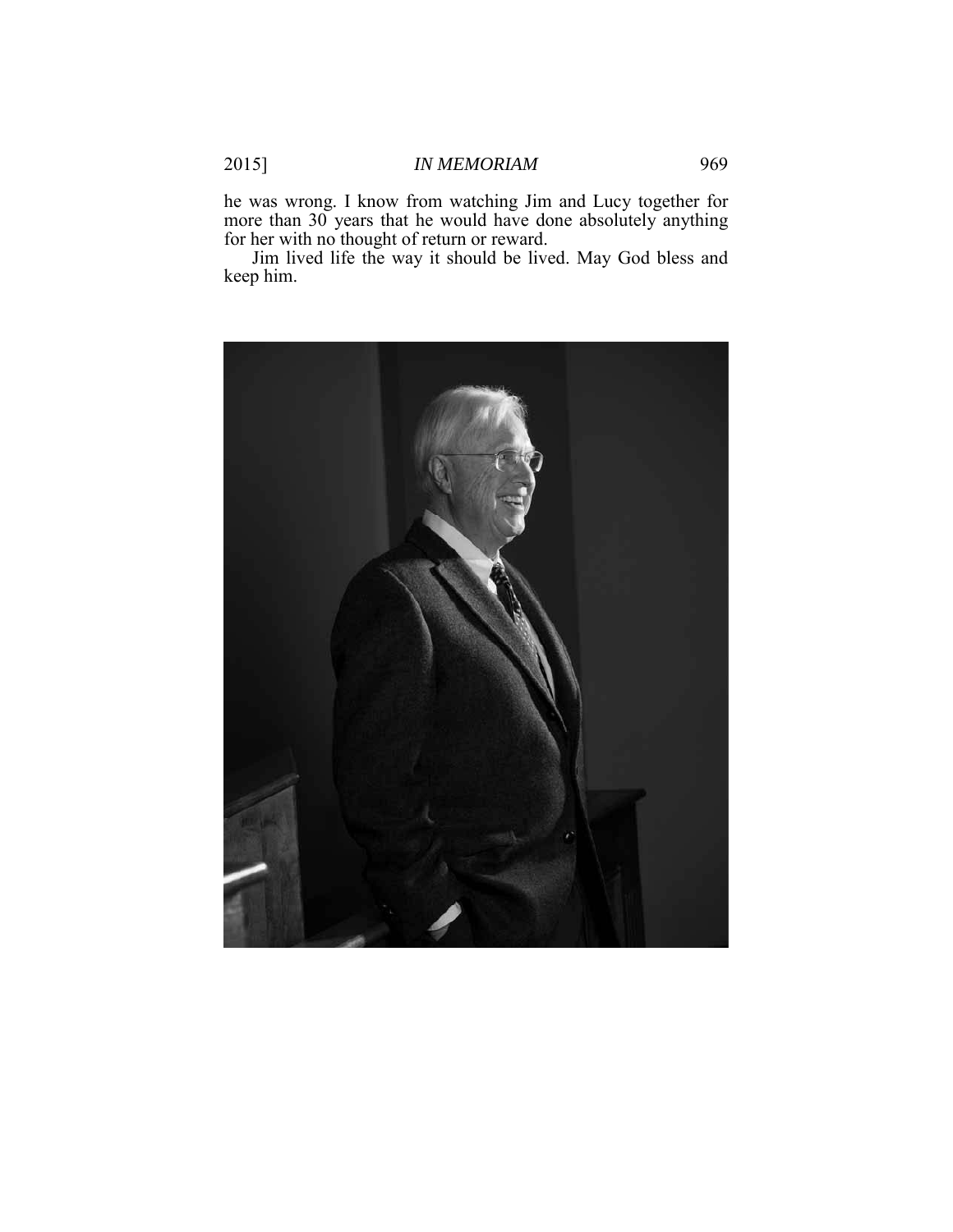he was wrong. I know from watching Jim and Lucy together for more than 30 years that he would have done absolutely anything for her with no thought of return or reward.

Jim lived life the way it should be lived. May God bless and keep him.